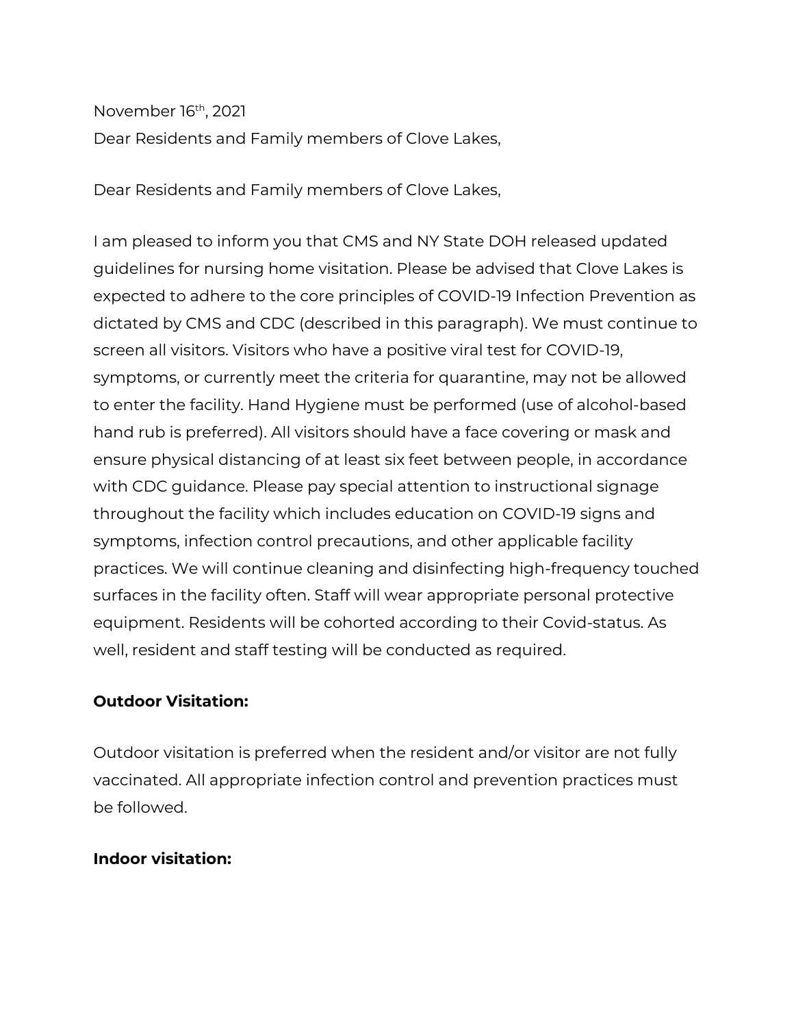November 16th, 2021

Dear Residents and Family members of Clove Lakes,

Dear Residents and Family members of Clove Lakes,

I am pleased to inform you that CMS and NY State DOH released updated guidelines for nursing home visitation. Please be advised that Clove Lakes is expected to adhere to the core principles of COVID-19 Infection Prevention as dictated by CMS and CDC (described in this paragraph). We must continue to screen all visitors. Visitors who have a positive viral test for COVID-19, symptoms, or currently meet the criteria for quarantine, may not be allowed to enter the facility. Hand Hygiene must be performed (use of alcohol-based hand rub is preferred). All visitors should have a face covering or mask and ensure physical distancing of at least six feet between people, in accordance with CDC guidance. Please pay special attention to instructional signage throughout the facility which includes education on COVID-19 signs and symptoms, infection control precautions, and other applicable facility practices. We will continue cleaning and disinfecting high-frequency touched surfaces in the facility often. Staff will wear appropriate personal protective equipment. Residents will be cohorted according to their Covid-status. As well, resident and staff testing will be conducted as required.

**Outdoor Visitation:**

Outdoor visitation is preferred when the resident and/or visitor are not fully vaccinated. All appropriate infection control and prevention practices must be followed.

**Indoor visitation:**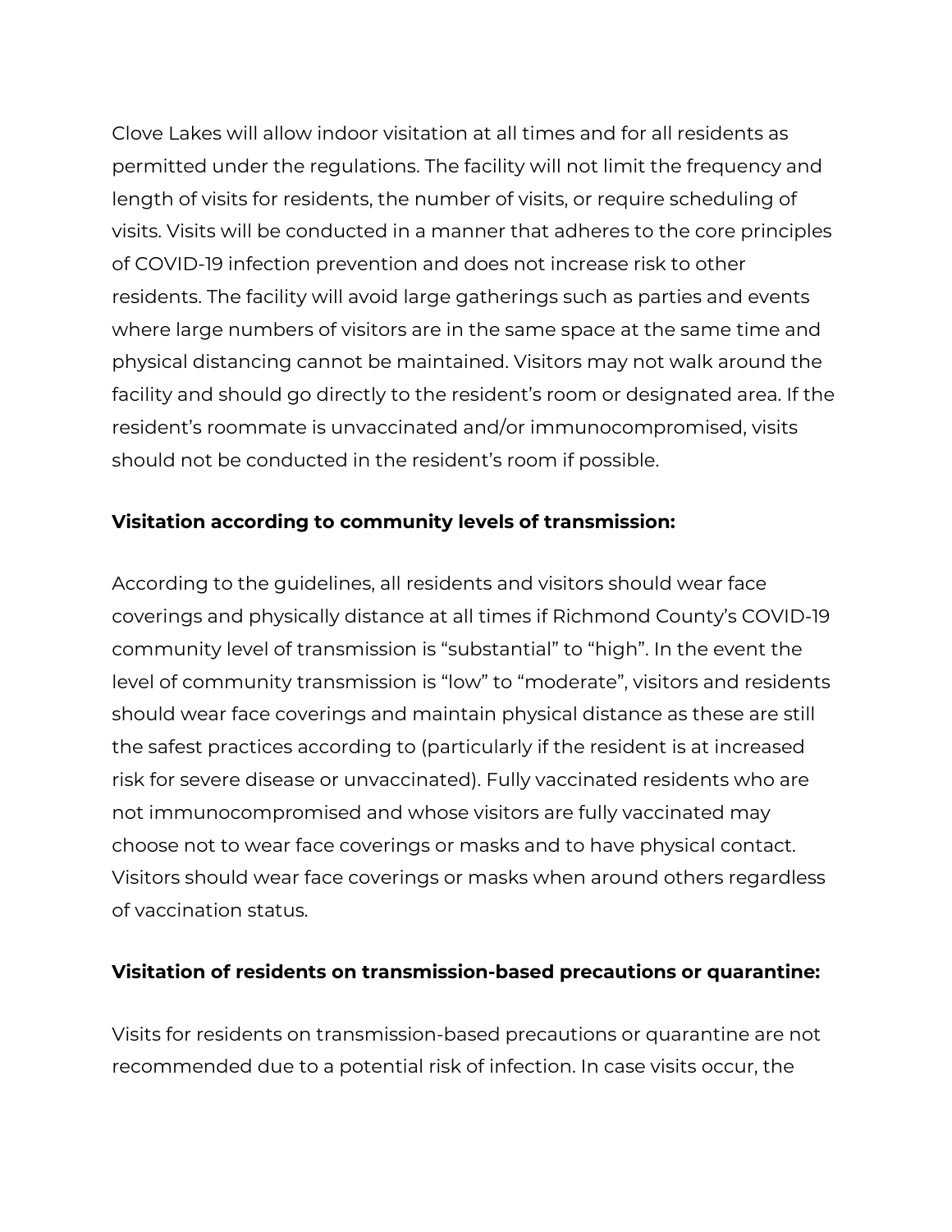Clove Lakes will allow indoor visitation at all times and for all residents as permitted under the regulations. The facility will not limit the frequency and length of visits for residents, the number of visits, or require scheduling of visits. Visits will be conducted in a manner that adheres to the core principles of COVID-19 infection prevention and does not increase risk to other residents. The facility will avoid large gatherings such as parties and events where large numbers of visitors are in the same space at the same time and physical distancing cannot be maintained. Visitors may not walk around the facility and should go directly to the resident's room or designated area. If the resident's roommate is unvaccinated and/or immunocompromised, visits should not be conducted in the resident's room if possible.

**Visitation according to community levels of transmission:**

According to the guidelines, all residents and visitors should wear face coverings and physically distance at all times if Richmond County's COVID-19 community level of transmission is "substantial" to "high". In the event the level of community transmission is "low" to "moderate", visitors and residents should wear face coverings and maintain physical distance as these are still the safest practices according to (particularly if the resident is at increased risk for severe disease or unvaccinated). Fully vaccinated residents who are not immunocompromised and whose visitors are fully vaccinated may choose not to wear face coverings or masks and to have physical contact. Visitors should wear face coverings or masks when around others regardless of vaccination status.

**Visitation of residents on transmission-based precautions or quarantine:**

Visits for residents on transmission-based precautions or quarantine are not recommended due to a potential risk of infection. In case visits occur, the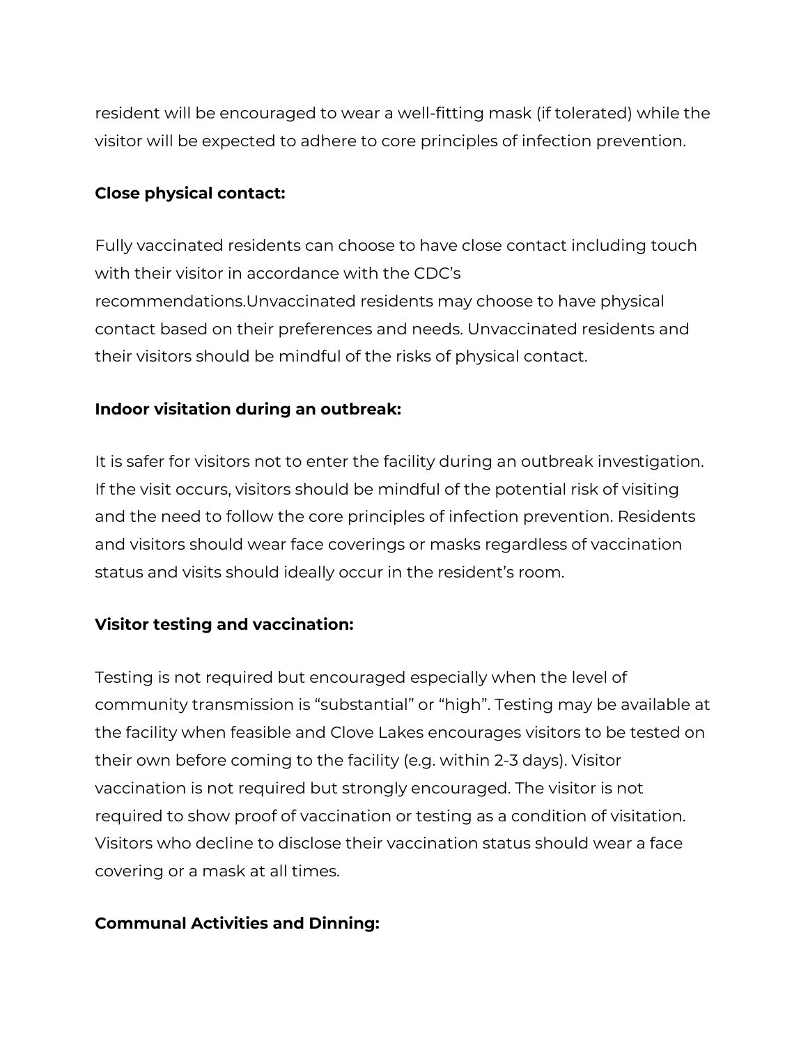resident will be encouraged to wear a well-fitting mask (if tolerated) while the visitor will be expected to adhere to core principles of infection prevention.

**Close physical contact:**

Fully vaccinated residents can choose to have close contact including touch with their visitor in accordance with the CDC's recommendations.Unvaccinated residents may choose to have physical contact based on their preferences and needs. Unvaccinated residents and their visitors should be mindful of the risks of physical contact.

**Indoor visitation during an outbreak:**

It is safer for visitors not to enter the facility during an outbreak investigation. If the visit occurs, visitors should be mindful of the potential risk of visiting and the need to follow the core principles of infection prevention. Residents and visitors should wear face coverings or masks regardless of vaccination status and visits should ideally occur in the resident's room.

**Visitor testing and vaccination:**

Testing is not required but encouraged especially when the level of community transmission is "substantial" or "high". Testing may be available at the facility when feasible and Clove Lakes encourages visitors to be tested on their own before coming to the facility (e.g. within 2-3 days). Visitor vaccination is not required but strongly encouraged. The visitor is not required to show proof of vaccination or testing as a condition of visitation. Visitors who decline to disclose their vaccination status should wear a face covering or a mask at all times.

**Communal Activities and Dinning:**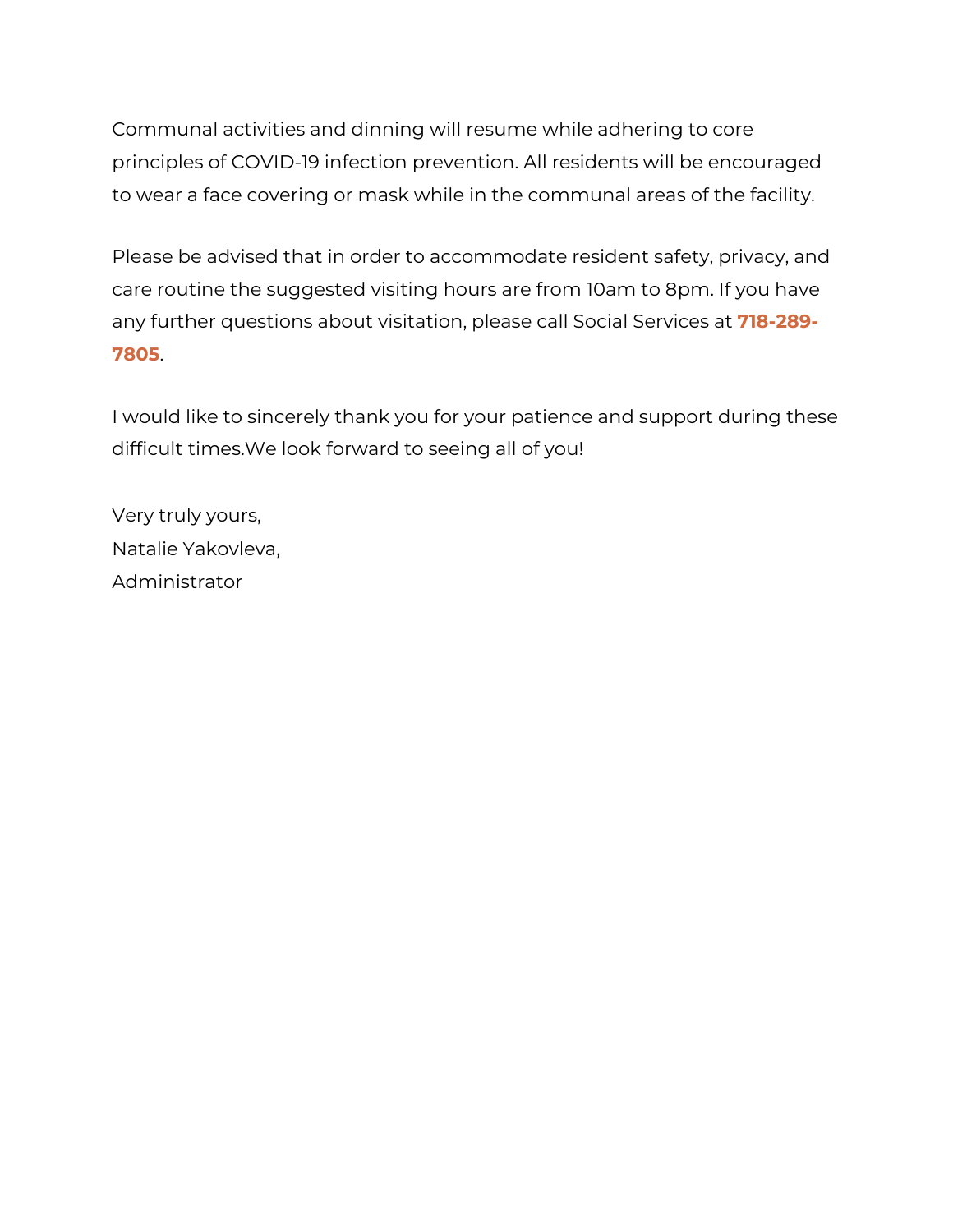Communal activities and dinning will resume while adhering to core principles of COVID-19 infection prevention. All residents will be encouraged to wear a face covering or mask while in the communal areas of the facility.

Please be advised that in order to accommodate resident safety, privacy, and care routine the suggested visiting hours are from 10am to 8pm. If you have any further questions about visitation, please call Social Services at **718-289-7805**.

I would like to sincerely thank you for your patience and support during these difficult times.We look forward to seeing all of you!

Very truly yours,
Natalie Yakovleva,
Administrator